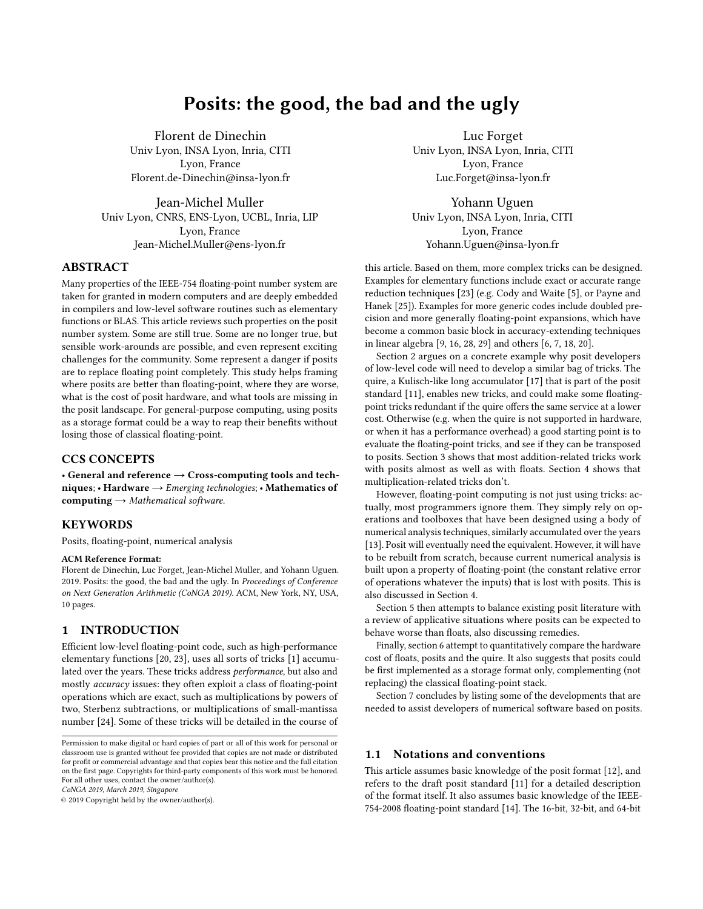# Posits: the good, the bad and the ugly

Florent de Dinechin
Univ Lyon, INSA Lyon, Inria, CITI
Lyon, France
Florent.de-Dinechin@insa-lyon.fr

Luc Forget
Univ Lyon, INSA Lyon, Inria, CITI
Lyon, France
Luc.Forget@insa-lyon.fr

Jean-Michel Muller
Univ Lyon, CNRS, ENS-Lyon, UCBL, Inria, LIP
Lyon, France
Jean-Michel.Muller@ens-lyon.fr

Yohann Uguen
Univ Lyon, INSA Lyon, Inria, CITI
Lyon, France
Yohann.Uguen@insa-lyon.fr

## ABSTRACT

Many properties of the IEEE-754 floating-point number system are taken for granted in modern computers and are deeply embedded in compilers and low-level software routines such as elementary functions or BLAS. This article reviews such properties on the posit number system. Some are still true. Some are no longer true, but sensible work-arounds are possible, and even represent exciting challenges for the community. Some represent a danger if posits are to replace floating point completely. This study helps framing where posits are better than floating-point, where they are worse, what is the cost of posit hardware, and what tools are missing in the posit landscape. For general-purpose computing, using posits as a storage format could be a way to reap their benefits without losing those of classical floating-point.

## CCS CONCEPTS

• **General and reference** → **Cross-computing tools and techniques**; • **Hardware** → *Emerging technologies*; • **Mathematics of computing** → *Mathematical software*.

## KEYWORDS

Posits, floating-point, numerical analysis

**ACM Reference Format:**
Florent de Dinechin, Luc Forget, Jean-Michel Muller, and Yohann Uguen. 2019. Posits: the good, the bad and the ugly. In *Proceedings of Conference on Next Generation Arithmetic (CoNGA 2019)*. ACM, New York, NY, USA, 10 pages.

## 1 INTRODUCTION

Efficient low-level floating-point code, such as high-performance elementary functions [20, 23], uses all sorts of tricks [1] accumulated over the years. These tricks address *performance*, but also and mostly *accuracy* issues: they often exploit a class of floating-point operations which are exact, such as multiplications by powers of two, Sterbenz subtractions, or multiplications of small-mantissa number [24]. Some of these tricks will be detailed in the course of this article. Based on them, more complex tricks can be designed. Examples for elementary functions include exact or accurate range reduction techniques [23] (e.g. Cody and Waite [5], or Payne and Hanek [25]). Examples for more generic codes include doubled precision and more generally floating-point expansions, which have become a common basic block in accuracy-extending techniques in linear algebra [9, 16, 28, 29] and others [6, 7, 18, 20].

Section 2 argues on a concrete example why posit developers of low-level code will need to develop a similar bag of tricks. The quire, a Kulisch-like long accumulator [17] that is part of the posit standard [11], enables new tricks, and could make some floating-point tricks redundant if the quire offers the same service at a lower cost. Otherwise (e.g. when the quire is not supported in hardware, or when it has a performance overhead) a good starting point is to evaluate the floating-point tricks, and see if they can be transposed to posits. Section 3 shows that most addition-related tricks work with posits almost as well as with floats. Section 4 shows that multiplication-related tricks don't.

However, floating-point computing is not just using tricks: actually, most programmers ignore them. They simply rely on operations and toolboxes that have been designed using a body of numerical analysis techniques, similarly accumulated over the years [13]. Posit will eventually need the equivalent. However, it will have to be rebuilt from scratch, because current numerical analysis is built upon a property of floating-point (the constant relative error of operations whatever the inputs) that is lost with posits. This is also discussed in Section 4.

Section 5 then attempts to balance existing posit literature with a review of applicative situations where posits can be expected to behave worse than floats, also discussing remedies.

Finally, section 6 attempt to quantitatively compare the hardware cost of floats, posits and the quire. It also suggests that posits could be first implemented as a storage format only, complementing (not replacing) the classical floating-point stack.

Section 7 concludes by listing some of the developments that are needed to assist developers of numerical software based on posits.

### 1.1 Notations and conventions

This article assumes basic knowledge of the posit format [12], and refers to the draft posit standard [11] for a detailed description of the format itself. It also assumes basic knowledge of the IEEE-754-2008 floating-point standard [14]. The 16-bit, 32-bit, and 64-bit

Permission to make digital or hard copies of part or all of this work for personal or classroom use is granted without fee provided that copies are not made or distributed for profit or commercial advantage and that copies bear this notice and the full citation on the first page. Copyrights for third-party components of this work must be honored. For all other uses, contact the owner/author(s).
*CoNGA 2019, March 2019, Singapore*
© 2019 Copyright held by the owner/author(s).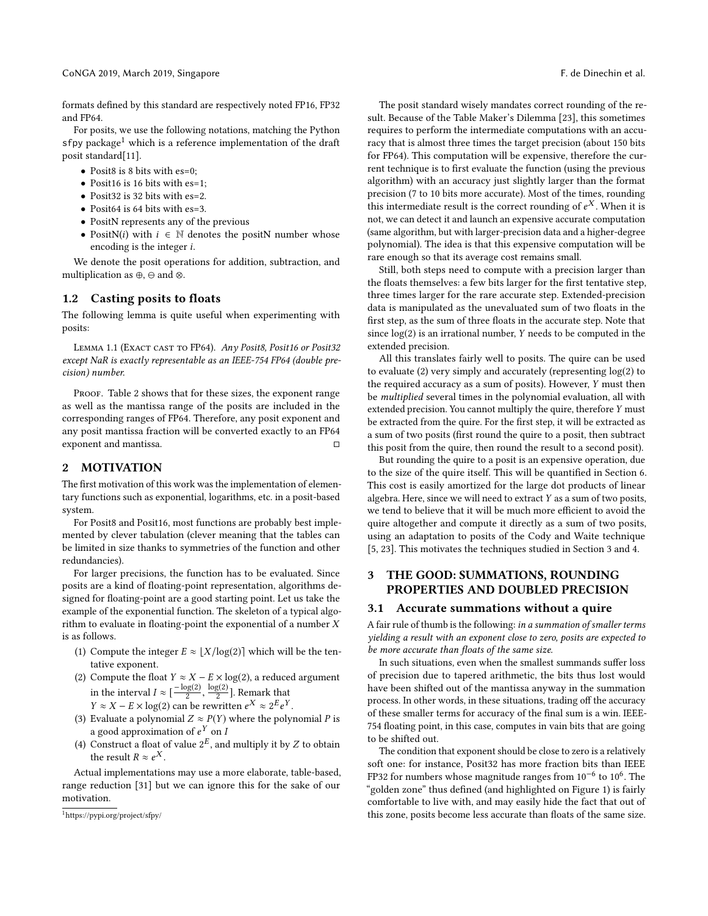formats defined by this standard are respectively noted FP16, FP32 and FP64.

For posits, we use the following notations, matching the Python sfpy package[1] which is a reference implementation of the draft posit standard[11].

- Posit8 is 8 bits with es=0;
- Posit16 is 16 bits with es=1;
- Posit32 is 32 bits with es=2.
- Posit64 is 64 bits with es=3.
- PositN represents any of the previous
- PositN($i$) with $i \in \mathbb{N}$ denotes the positN number whose encoding is the integer $i$.

We denote the posit operations for addition, subtraction, and multiplication as $\oplus$, $\ominus$ and $\otimes$.

### 1.2 Casting posits to floats

The following lemma is quite useful when experimenting with posits:

Lemma 1.1 (Exact cast to FP64). *Any Posit8, Posit16 or Posit32 except NaR is exactly representable as an IEEE-754 FP64 (double precision) number.*

Proof. Table 2 shows that for these sizes, the exponent range as well as the mantissa range of the posits are included in the corresponding ranges of FP64. Therefore, any posit exponent and any posit mantissa fraction will be converted exactly to an FP64 exponent and mantissa. □

## 2 MOTIVATION

The first motivation of this work was the implementation of elementary functions such as exponential, logarithms, etc. in a posit-based system.

For Posit8 and Posit16, most functions are probably best implemented by clever tabulation (clever meaning that the tables can be limited in size thanks to symmetries of the function and other redundancies).

For larger precisions, the function has to be evaluated. Since posits are a kind of floating-point representation, algorithms designed for floating-point are a good starting point. Let us take the example of the exponential function. The skeleton of a typical algorithm to evaluate in floating-point the exponential of a number $X$ is as follows.

1. Compute the integer $E \approx \lfloor X/\log(2) \rceil$ which will be the tentative exponent.
2. Compute the float $Y \approx X - E \times \log(2)$, a reduced argument in the interval $I \approx [\frac{-\log(2)}{2}, \frac{\log(2)}{2}]$. Remark that $Y \approx X - E \times \log(2)$ can be rewritten $e^X \approx 2^E e^Y$.
3. Evaluate a polynomial $Z \approx P(Y)$ where the polynomial $P$ is a good approximation of $e^Y$ on $I$
4. Construct a float of value $2^E$, and multiply it by $Z$ to obtain the result $R \approx e^X$.

Actual implementations may use a more elaborate, table-based, range reduction [31] but we can ignore this for the sake of our motivation.

[1] https://pypi.org/project/sfpy/

The posit standard wisely mandates correct rounding of the result. Because of the Table Maker's Dilemma [23], this sometimes requires to perform the intermediate computations with an accuracy that is almost three times the target precision (about 150 bits for FP64). This computation will be expensive, therefore the current technique is to first evaluate the function (using the previous algorithm) with an accuracy just slightly larger than the format precision (7 to 10 bits more accurate). Most of the times, rounding this intermediate result is the correct rounding of $e^X$. When it is not, we can detect it and launch an expensive accurate computation (same algorithm, but with larger-precision data and a higher-degree polynomial). The idea is that this expensive computation will be rare enough so that its average cost remains small.

Still, both steps need to compute with a precision larger than the floats themselves: a few bits larger for the first tentative step, three times larger for the rare accurate step. Extended-precision data is manipulated as the unevaluated sum of two floats in the first step, as the sum of three floats in the accurate step. Note that since $\log(2)$ is an irrational number, $Y$ needs to be computed in the extended precision.

All this translates fairly well to posits. The quire can be used to evaluate (2) very simply and accurately (representing $\log(2)$ to the required accuracy as a sum of posits). However, $Y$ must then be *multiplied* several times in the polynomial evaluation, all with extended precision. You cannot multiply the quire, therefore $Y$ must be extracted from the quire. For the first step, it will be extracted as a sum of two posits (first round the quire to a posit, then subtract this posit from the quire, then round the result to a second posit).

But rounding the quire to a posit is an expensive operation, due to the size of the quire itself. This will be quantified in Section 6. This cost is easily amortized for the large dot products of linear algebra. Here, since we will need to extract $Y$ as a sum of two posits, we tend to believe that it will be much more efficient to avoid the quire altogether and compute it directly as a sum of two posits, using an adaptation to posits of the Cody and Waite technique [5, 23]. This motivates the techniques studied in Section 3 and 4.

## 3 THE GOOD: SUMMATIONS, ROUNDING PROPERTIES AND DOUBLED PRECISION

### 3.1 Accurate summations without a quire

A fair rule of thumb is the following: *in a summation of smaller terms yielding a result with an exponent close to zero, posits are expected to be more accurate than floats of the same size.*

In such situations, even when the smallest summands suffer loss of precision due to tapered arithmetic, the bits thus lost would have been shifted out of the mantissa anyway in the summation process. In other words, in these situations, trading off the accuracy of these smaller terms for accuracy of the final sum is a win. IEEE-754 floating point, in this case, computes in vain bits that are going to be shifted out.

The condition that exponent should be close to zero is a relatively soft one: for instance, Posit32 has more fraction bits than IEEE FP32 for numbers whose magnitude ranges from $10^{-6}$ to $10^{6}$. The "golden zone" thus defined (and highlighted on Figure 1) is fairly comfortable to live with, and may easily hide the fact that out of this zone, posits become less accurate than floats of the same size.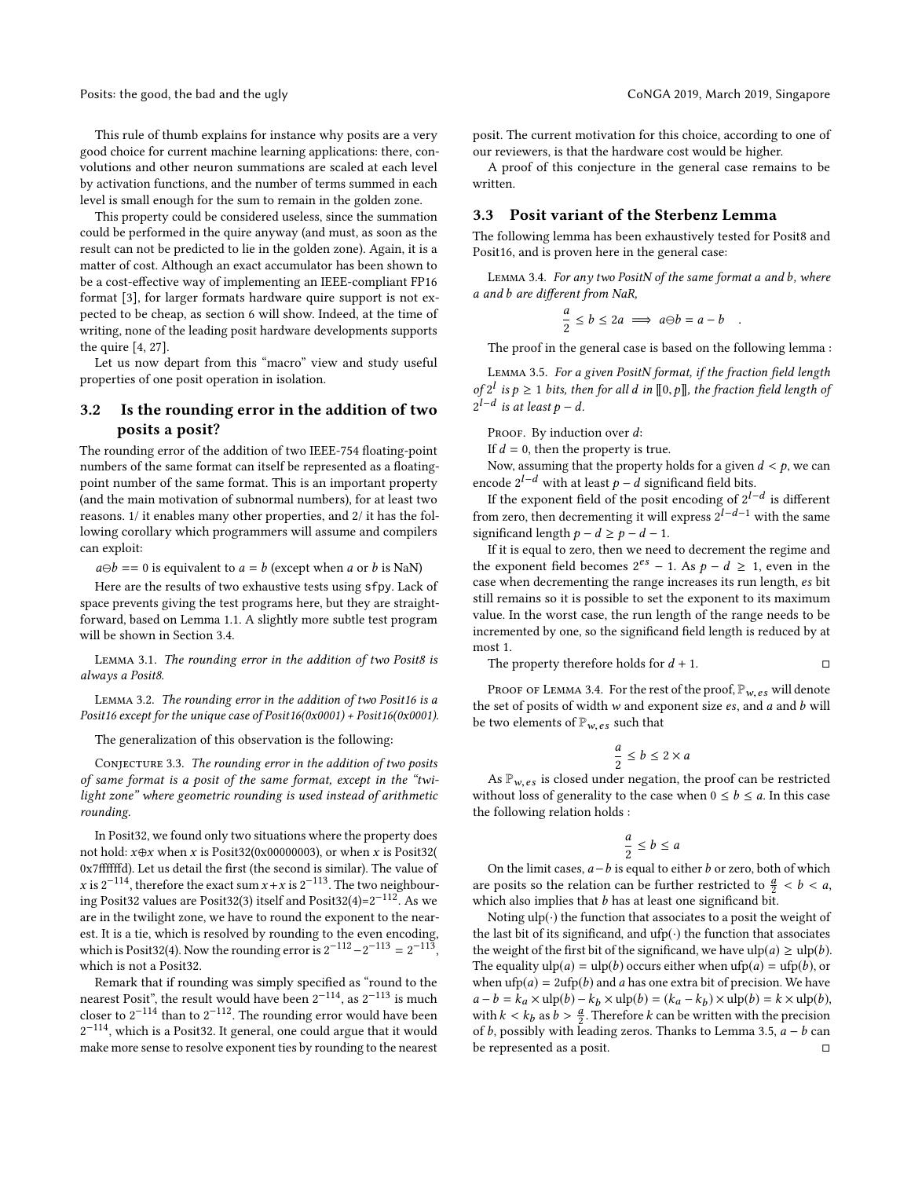This rule of thumb explains for instance why posits are a very good choice for current machine learning applications: there, convolutions and other neuron summations are scaled at each level by activation functions, and the number of terms summed in each level is small enough for the sum to remain in the golden zone.

This property could be considered useless, since the summation could be performed in the quire anyway (and must, as soon as the result can not be predicted to lie in the golden zone). Again, it is a matter of cost. Although an exact accumulator has been shown to be a cost-effective way of implementing an IEEE-compliant FP16 format [3], for larger formats hardware quire support is not expected to be cheap, as section 6 will show. Indeed, at the time of writing, none of the leading posit hardware developments supports the quire [4, 27].

Let us now depart from this "macro" view and study useful properties of one posit operation in isolation.

## 3.2 Is the rounding error in the addition of two posits a posit?

The rounding error of the addition of two IEEE-754 floating-point numbers of the same format can itself be represented as a floating-point number of the same format. This is an important property (and the main motivation of subnormal numbers), for at least two reasons. 1/ it enables many other properties, and 2/ it has the following corollary which programmers will assume and compilers can exploit:

$a \ominus b == 0$ is equivalent to $a = b$ (except when $a$ or $b$ is NaN)

Here are the results of two exhaustive tests using sfpy. Lack of space prevents giving the test programs here, but they are straightforward, based on Lemma 1.1. A slightly more subtle test program will be shown in Section 3.4.

Lemma 3.1. *The rounding error in the addition of two Posit8 is always a Posit8.*

Lemma 3.2. *The rounding error in the addition of two Posit16 is a Posit16 except for the unique case of Posit16(0x0001) + Posit16(0x0001).*

The generalization of this observation is the following:

Conjecture 3.3. *The rounding error in the addition of two posits of same format is a posit of the same format, except in the "twilight zone" where geometric rounding is used instead of arithmetic rounding.*

In Posit32, we found only two situations where the property does not hold: $x \oplus x$ when $x$ is Posit32(0x00000003), or when $x$ is Posit32( 0x7ffffffd). Let us detail the first (the second is similar). The value of $x$ is $2^{-114}$, therefore the exact sum $x + x$ is $2^{-113}$. The two neighbouring Posit32 values are Posit32(3) itself and Posit32(4)=$2^{-112}$. As we are in the twilight zone, we have to round the exponent to the nearest. It is a tie, which is resolved by rounding to the even encoding, which is Posit32(4). Now the rounding error is $2^{-112} - 2^{-113} = 2^{-113}$, which is not a Posit32.

Remark that if rounding was simply specified as "round to the nearest Posit", the result would have been $2^{-114}$, as $2^{-113}$ is much closer to $2^{-114}$ than to $2^{-112}$. The rounding error would have been $2^{-114}$, which is a Posit32. It general, one could argue that it would make more sense to resolve exponent ties by rounding to the nearest posit. The current motivation for this choice, according to one of our reviewers, is that the hardware cost would be higher.

A proof of this conjecture in the general case remains to be written.

## 3.3 Posit variant of the Sterbenz Lemma

The following lemma has been exhaustively tested for Posit8 and Posit16, and is proven here in the general case:

Lemma 3.4. *For any two PositN of the same format $a$ and $b$, where $a$ and $b$ are different from NaR,*

$$\frac{a}{2} \leq b \leq 2a \implies a \ominus b = a - b \quad .$$

The proof in the general case is based on the following lemma :

Lemma 3.5. *For a given PositN format, if the fraction field length of $2^l$ is $p \geq 1$ bits, then for all $d$ in $[\![0, p]\!]$, the fraction field length of $2^{l-d}$ is at least $p - d$.*

Proof. By induction over $d$:

If $d = 0$, then the property is true.

Now, assuming that the property holds for a given $d < p$, we can encode $2^{l-d}$ with at least $p - d$ significand field bits.

If the exponent field of the posit encoding of $2^{l-d}$ is different from zero, then decrementing it will express $2^{l-d-1}$ with the same significand length $p - d \geq p - d - 1$.

If it is equal to zero, then we need to decrement the regime and the exponent field becomes $2^{es} - 1$. As $p - d \geq 1$, even in the case when decrementing the range increases its run length, $es$ bit still remains so it is possible to set the exponent to its maximum value. In the worst case, the run length of the range needs to be incremented by one, so the significand field length is reduced by at most 1.

The property therefore holds for $d + 1$. □

Proof of Lemma 3.4. For the rest of the proof, $\mathbb{P}_{w,es}$ will denote the set of posits of width $w$ and exponent size $es$, and $a$ and $b$ will be two elements of $\mathbb{P}_{w,es}$ such that

$$\frac{a}{2} \leq b \leq 2 \times a$$

As $\mathbb{P}_{w,es}$ is closed under negation, the proof can be restricted without loss of generality to the case when $0 \leq b \leq a$. In this case the following relation holds :

$$\frac{a}{2} \leq b \leq a$$

On the limit cases, $a - b$ is equal to either $b$ or zero, both of which are posits so the relation can be further restricted to $\frac{a}{2} < b < a$, which also implies that $b$ has at least one significand bit.

Noting $\text{ulp}(\cdot)$ the function that associates to a posit the weight of the last bit of its significand, and $\text{ufp}(\cdot)$ the function that associates the weight of the first bit of the significand, we have $\text{ulp}(a) \geq \text{ulp}(b)$. The equality $\text{ulp}(a) = \text{ulp}(b)$ occurs either when $\text{ufp}(a) = \text{ufp}(b)$, or when $\text{ufp}(a) = 2\text{ufp}(b)$ and $a$ has one extra bit of precision. We have $a - b = k_a \times \text{ulp}(b) - k_b \times \text{ulp}(b) = (k_a - k_b) \times \text{ulp}(b) = k \times \text{ulp}(b)$, with $k < k_b$ as $b > \frac{a}{2}$. Therefore $k$ can be written with the precision of $b$, possibly with leading zeros. Thanks to Lemma 3.5, $a - b$ can be represented as a posit. □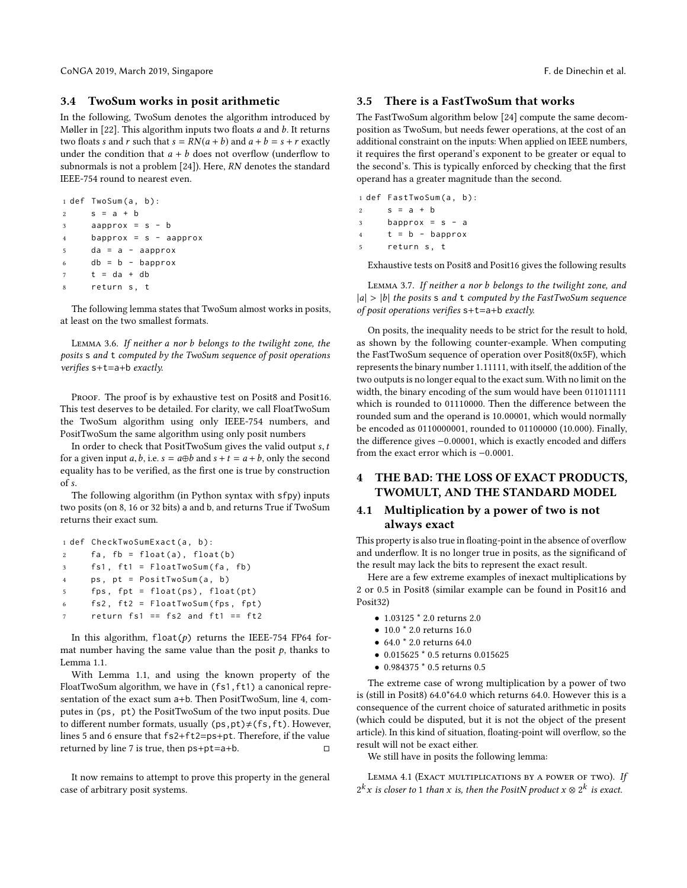### 3.4 TwoSum works in posit arithmetic

In the following, TwoSum denotes the algorithm introduced by Møller in [22]. This algorithm inputs two floats $a$ and $b$. It returns two floats $s$ and $r$ such that $s = RN(a + b)$ and $a + b = s + r$ exactly under the condition that $a + b$ does not overflow (underflow to subnormals is not a problem [24]). Here, $RN$ denotes the standard IEEE-754 round to nearest even.

```
1 def TwoSum(a, b):
2     s = a + b
3     aapprox = s - b
4     bapprox = s - aapprox
5     da = a - aapprox
6     db = b - bapprox
7     t = da + db
8     return s, t
```

The following lemma states that TwoSum almost works in posits, at least on the two smallest formats.

Lemma 3.6. *If neither a nor b belongs to the twilight zone, the posits* `s` *and* `t` *computed by the TwoSum sequence of posit operations verifies* `s+t=a+b` *exactly.*

Proof. The proof is by exhaustive test on Posit8 and Posit16. This test deserves to be detailed. For clarity, we call FloatTwoSum the TwoSum algorithm using only IEEE-754 numbers, and PositTwoSum the same algorithm using only posit numbers

In order to check that PositTwoSum gives the valid output $s, t$ for a given input $a, b$, i.e. $s = a \oplus b$ and $s + t = a + b$, only the second equality has to be verified, as the first one is true by construction of $s$.

The following algorithm (in Python syntax with `sfpy`) inputs two posits (on 8, 16 or 32 bits) a and b, and returns True if TwoSum returns their exact sum.

```
1 def CheckTwoSumExact(a, b):
2     fa, fb = float(a), float(b)
3     fs1, ft1 = FloatTwoSum(fa, fb)
4     ps, pt = PositTwoSum(a, b)
5     fps, fpt = float(ps), float(pt)
6     fs2, ft2 = FloatTwoSum(fps, fpt)
7     return fs1 == fs2 and ft1 == ft2
```

In this algorithm, `float(`$p$`)` returns the IEEE-754 FP64 format number having the same value than the posit $p$, thanks to Lemma 1.1.

With Lemma 1.1, and using the known property of the FloatTwoSum algorithm, we have in `(fs1,ft1)` a canonical representation of the exact sum `a+b`. Then PositTwoSum, line 4, computes in `(ps, pt)` the PositTwoSum of the two input posits. Due to different number formats, usually `(ps,pt)`$\neq$`(fs,ft)`. However, lines 5 and 6 ensure that `fs2+ft2=ps+pt`. Therefore, if the value returned by line 7 is true, then `ps+pt=a+b`. ◻

It now remains to attempt to prove this property in the general case of arbitrary posit systems.

### 3.5 There is a FastTwoSum that works

The FastTwoSum algorithm below [24] compute the same decomposition as TwoSum, but needs fewer operations, at the cost of an additional constraint on the inputs: When applied on IEEE numbers, it requires the first operand's exponent to be greater or equal to the second's. This is typically enforced by checking that the first operand has a greater magnitude than the second.

```
1 def FastTwoSum(a, b):
2     s = a + b
3     bapprox = s - a
4     t = b - bapprox
5     return s, t
```

Exhaustive tests on Posit8 and Posit16 gives the following results

Lemma 3.7. *If neither a nor b belongs to the twilight zone, and* $|a| > |b|$ *the posits* `s` *and* `t` *computed by the FastTwoSum sequence of posit operations verifies* `s+t=a+b` *exactly.*

On posits, the inequality needs to be strict for the result to hold, as shown by the following counter-example. When computing the FastTwoSum sequence of operation over Posit8(0x5F), which represents the binary number 1.11111, with itself, the addition of the two outputs is no longer equal to the exact sum. With no limit on the width, the binary encoding of the sum would have been 011011111 which is rounded to 01110000. Then the difference between the rounded sum and the operand is 10.00001, which would normally be encoded as 0110000001, rounded to 01100000 (10.000). Finally, the difference gives −0.00001, which is exactly encoded and differs from the exact error which is −0.0001.

## 4 THE BAD: THE LOSS OF EXACT PRODUCTS, TWOMULT, AND THE STANDARD MODEL

### 4.1 Multiplication by a power of two is not always exact

This property is also true in floating-point in the absence of overflow and underflow. It is no longer true in posits, as the significand of the result may lack the bits to represent the exact result.

Here are a few extreme examples of inexact multiplications by 2 or 0.5 in Posit8 (similar example can be found in Posit16 and Posit32)

- 1.03125 * 2.0 returns 2.0
- 10.0 * 2.0 returns 16.0
- 64.0 * 2.0 returns 64.0
- 0.015625 * 0.5 returns 0.015625
- 0.984375 * 0.5 returns 0.5

The extreme case of wrong multiplication by a power of two is (still in Posit8) 64.0*64.0 which returns 64.0. However this is a consequence of the current choice of saturated arithmetic in posits (which could be disputed, but it is not the object of the present article). In this kind of situation, floating-point will overflow, so the result will not be exact either.

We still have in posits the following lemma:

Lemma 4.1 (Exact multiplications by a power of two). *If* $2^k x$ *is closer to* 1 *than* $x$ *is, then the PositN product* $x \otimes 2^k$ *is exact.*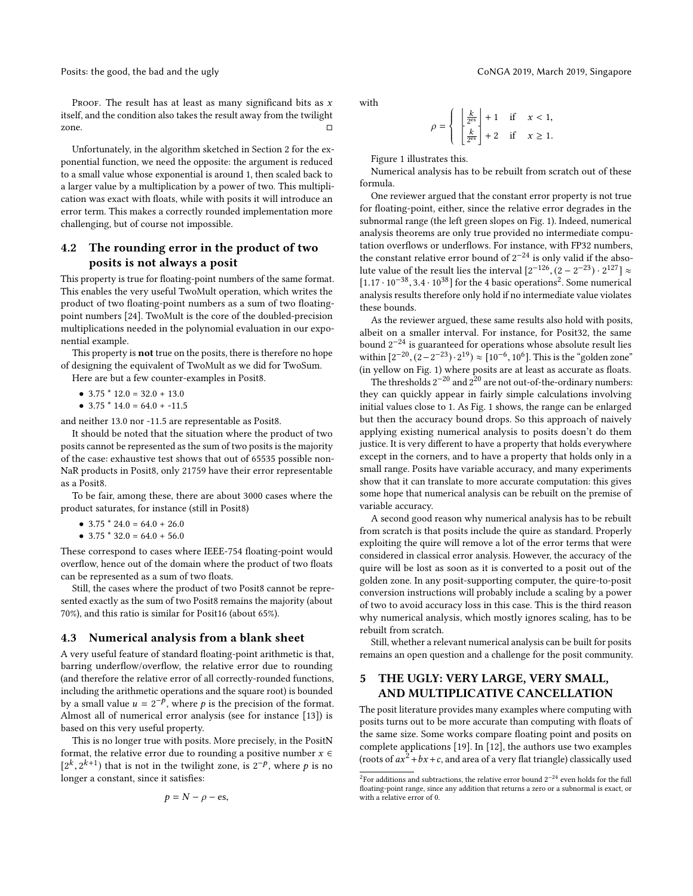Proof. The result has at least as many significand bits as $x$ itself, and the condition also takes the result away from the twilight zone. □

Unfortunately, in the algorithm sketched in Section 2 for the exponential function, we need the opposite: the argument is reduced to a small value whose exponential is around 1, then scaled back to a larger value by a multiplication by a power of two. This multiplication was exact with floats, while with posits it will introduce an error term. This makes a correctly rounded implementation more challenging, but of course not impossible.

## 4.2 The rounding error in the product of two posits is not always a posit

This property is true for floating-point numbers of the same format. This enables the very useful TwoMult operation, which writes the product of two floating-point numbers as a sum of two floating-point numbers [24]. TwoMult is the core of the doubled-precision multiplications needed in the polynomial evaluation in our exponential example.

This property is **not** true on the posits, there is therefore no hope of designing the equivalent of TwoMult as we did for TwoSum.

Here are but a few counter-examples in Posit8.

- 3.75 * 12.0 = 32.0 + 13.0
- 3.75 * 14.0 = 64.0 + -11.5

and neither 13.0 nor -11.5 are representable as Posit8.

It should be noted that the situation where the product of two posits cannot be represented as the sum of two posits is the majority of the case: exhaustive test shows that out of 65535 possible non-NaR products in Posit8, only 21759 have their error representable as a Posit8.

To be fair, among these, there are about 3000 cases where the product saturates, for instance (still in Posit8)

- 3.75 * 24.0 = 64.0 + 26.0
- 3.75 * 32.0 = 64.0 + 56.0

These correspond to cases where IEEE-754 floating-point would overflow, hence out of the domain where the product of two floats can be represented as a sum of two floats.

Still, the cases where the product of two Posit8 cannot be represented exactly as the sum of two Posit8 remains the majority (about 70%), and this ratio is similar for Posit16 (about 65%).

## 4.3 Numerical analysis from a blank sheet

A very useful feature of standard floating-point arithmetic is that, barring underflow/overflow, the relative error due to rounding (and therefore the relative error of all correctly-rounded functions, including the arithmetic operations and the square root) is bounded by a small value $u = 2^{-p}$, where $p$ is the precision of the format. Almost all of numerical error analysis (see for instance [13]) is based on this very useful property.

This is no longer true with posits. More precisely, in the PositN format, the relative error due to rounding a positive number $x \in [2^k, 2^{k+1})$ that is not in the twilight zone, is $2^{-p}$, where $p$ is no longer a constant, since it satisfies:

$$p = N - \rho - \text{es},$$

with

$$\rho = \begin{cases} \left\lfloor \frac{k}{2^{\text{es}}} \right\rfloor + 1 & \text{if} \quad x < 1, \\ \left\lfloor \frac{k}{2^{\text{es}}} \right\rfloor + 2 & \text{if} \quad x \geq 1. \end{cases}$$

Figure 1 illustrates this.

Numerical analysis has to be rebuilt from scratch out of these formula.

One reviewer argued that the constant error property is not true for floating-point, either, since the relative error degrades in the subnormal range (the left green slopes on Fig. 1). Indeed, numerical analysis theorems are only true provided no intermediate computation overflows or underflows. For instance, with FP32 numbers, the constant relative error bound of $2^{-24}$ is only valid if the absolute value of the result lies the interval $[2^{-126}, (2-2^{-23}) \cdot 2^{127}] \approx [1.17 \cdot 10^{-38}, 3.4 \cdot 10^{38}]$ for the 4 basic operations[2]. Some numerical analysis results therefore only hold if no intermediate value violates these bounds.

As the reviewer argued, these same results also hold with posits, albeit on a smaller interval. For instance, for Posit32, the same bound $2^{-24}$ is guaranteed for operations whose absolute result lies within $[2^{-20}, (2-2^{-23}) \cdot 2^{19}) \approx [10^{-6}, 10^{6}]$. This is the "golden zone" (in yellow on Fig. 1) where posits are at least as accurate as floats.

The thresholds $2^{-20}$ and $2^{20}$ are not out-of-the-ordinary numbers: they can quickly appear in fairly simple calculations involving initial values close to 1. As Fig. 1 shows, the range can be enlarged but then the accuracy bound drops. So this approach of naively applying existing numerical analysis to posits doesn't do them justice. It is very different to have a property that holds everywhere except in the corners, and to have a property that holds only in a small range. Posits have variable accuracy, and many experiments show that it can translate to more accurate computation: this gives some hope that numerical analysis can be rebuilt on the premise of variable accuracy.

A second good reason why numerical analysis has to be rebuilt from scratch is that posits include the quire as standard. Properly exploiting the quire will remove a lot of the error terms that were considered in classical error analysis. However, the accuracy of the quire will be lost as soon as it is converted to a posit out of the golden zone. In any posit-supporting computer, the quire-to-posit conversion instructions will probably include a scaling by a power of two to avoid accuracy loss in this case. This is the third reason why numerical analysis, which mostly ignores scaling, has to be rebuilt from scratch.

Still, whether a relevant numerical analysis can be built for posits remains an open question and a challenge for the posit community.

# 5 THE UGLY: VERY LARGE, VERY SMALL, AND MULTIPLICATIVE CANCELLATION

The posit literature provides many examples where computing with posits turns out to be more accurate than computing with floats of the same size. Some works compare floating point and posits on complete applications [19]. In [12], the authors use two examples (roots of $ax^2+bx+c$, and area of a very flat triangle) classically used

[2] For additions and subtractions, the relative error bound $2^{-24}$ even holds for the full floating-point range, since any addition that returns a zero or a subnormal is exact, or with a relative error of 0.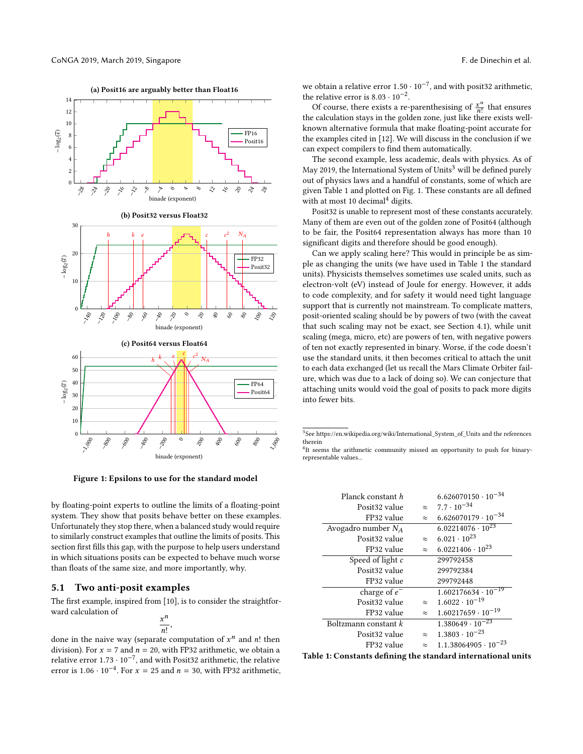Figure 1: Epsilons to use for the standard model

by floating-point experts to outline the limits of a floating-point system. They show that posits behave better on these examples. Unfortunately they stop there, when a balanced study would require to similarly construct examples that outline the limits of posits. This section first fills this gap, with the purpose to help users understand in which situations posits can be expected to behave much worse than floats of the same size, and more importantly, why.

## 5.1 Two anti-posit examples

The first example, inspired from [10], is to consider the straightforward calculation of

$$\frac{x^n}{n!},$$

done in the naive way (separate computation of $x^n$ and $n!$ then division). For $x = 7$ and $n = 20$, with FP32 arithmetic, we obtain a relative error $1.73 \cdot 10^{-7}$, and with Posit32 arithmetic, the relative error is $1.06 \cdot 10^{-4}$. For $x = 25$ and $n = 30$, with FP32 arithmetic, we obtain a relative error $1.50 \cdot 10^{-7}$, and with posit32 arithmetic, the relative error is $8.03 \cdot 10^{-2}$.

Of course, there exists a re-parenthesising of $\frac{x^n}{n!}$ that ensures the calculation stays in the golden zone, just like there exists well-known alternative formula that make floating-point accurate for the examples cited in [12]. We will discuss in the conclusion if we can expect compilers to find them automatically.

The second example, less academic, deals with physics. As of May 2019, the International System of Units[3] will be defined purely out of physics laws and a handful of constants, some of which are given Table 1 and plotted on Fig. 1. These constants are all defined with at most 10 decimal[4] digits.

Posit32 is unable to represent most of these constants accurately. Many of them are even out of the golden zone of Posit64 (although to be fair, the Posit64 representation always has more than 10 significant digits and therefore should be good enough).

Can we apply scaling here? This would in principle be as simple as changing the units (we have used in Table 1 the standard units). Physicists themselves sometimes use scaled units, such as electron-volt (eV) instead of Joule for energy. However, it adds to code complexity, and for safety it would need tight language support that is currently not mainstream. To complicate matters, posit-oriented scaling should be by powers of two (with the caveat that such scaling may not be exact, see Section 4.1), while unit scaling (mega, micro, etc) are powers of ten, with negative powers of ten not exactly represented in binary. Worse, if the code doesn't use the standard units, it then becomes critical to attach the unit to each data exchanged (let us recall the Mars Climate Orbiter failure, which was due to a lack of doing so). We can conjecture that attaching units would void the goal of posits to pack more digits into fewer bits.

[3] See https://en.wikipedia.org/wiki/International_System_of_Units and the references therein

[4] It seems the arithmetic community missed an opportunity to push for binary-representable values...

| | | |
|---|---|---|
| Planck constant $h$ | | $6.626070150 \cdot 10^{-34}$ |
| Posit32 value | $\approx$ | $7.7 \cdot 10^{-34}$ |
| FP32 value | $\approx$ | $6.626070179 \cdot 10^{-34}$ |
| Avogadro number $N_A$ | | $6.02214076 \cdot 10^{23}$ |
| Posit32 value | $\approx$ | $6.021 \cdot 10^{23}$ |
| FP32 value | $\approx$ | $6.0221406 \cdot 10^{23}$ |
| Speed of light $c$ | | 299792458 |
| Posit32 value | | 299792384 |
| FP32 value | | 299792448 |
| charge of $e^-$ | | $1.602176634 \cdot 10^{-19}$ |
| Posit32 value | $\approx$ | $1.6022 \cdot 10^{-19}$ |
| FP32 value | $\approx$ | $1.60217659 \cdot 10^{-19}$ |
| Boltzmann constant $k$ | | $1.380649 \cdot 10^{-23}$ |
| Posit32 value | $\approx$ | $1.3803 \cdot 10^{-23}$ |
| FP32 value | $\approx$ | $1.1.38064905 \cdot 10^{-23}$ |

Table 1: Constants defining the standard international units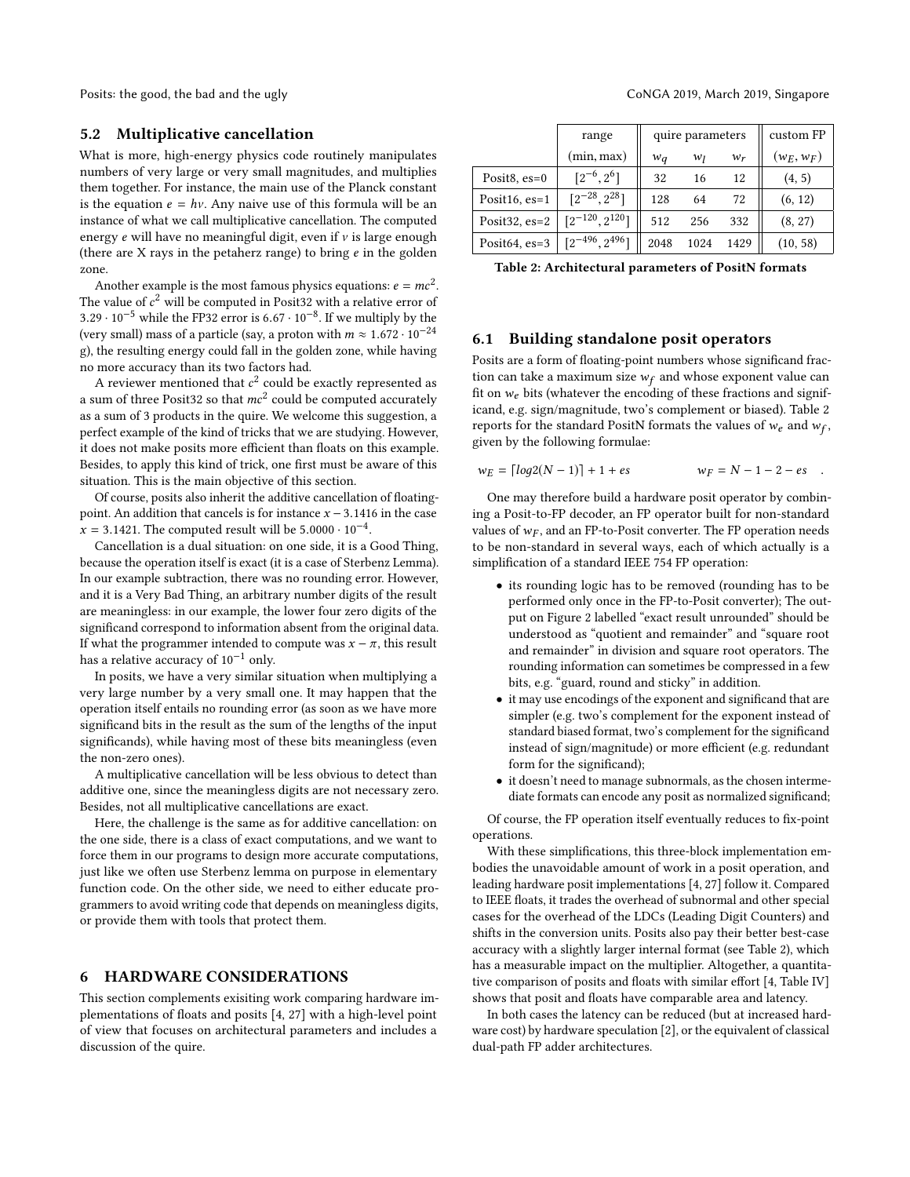### 5.2 Multiplicative cancellation

What is more, high-energy physics code routinely manipulates numbers of very large or very small magnitudes, and multiplies them together. For instance, the main use of the Planck constant is the equation $e = h\nu$. Any naive use of this formula will be an instance of what we call multiplicative cancellation. The computed energy $e$ will have no meaningful digit, even if $\nu$ is large enough (there are X rays in the petaherz range) to bring $e$ in the golden zone.

Another example is the most famous physics equations: $e = mc^2$. The value of $c^2$ will be computed in Posit32 with a relative error of $3.29 \cdot 10^{-5}$ while the FP32 error is $6.67 \cdot 10^{-8}$. If we multiply by the (very small) mass of a particle (say, a proton with $m \approx 1.672 \cdot 10^{-24}$ g), the resulting energy could fall in the golden zone, while having no more accuracy than its two factors had.

A reviewer mentioned that $c^2$ could be exactly represented as a sum of three Posit32 so that $mc^2$ could be computed accurately as a sum of 3 products in the quire. We welcome this suggestion, a perfect example of the kind of tricks that we are studying. However, it does not make posits more efficient than floats on this example. Besides, to apply this kind of trick, one first must be aware of this situation. This is the main objective of this section.

Of course, posits also inherit the additive cancellation of floating-point. An addition that cancels is for instance $x - 3.1416$ in the case $x = 3.1421$. The computed result will be $5.0000 \cdot 10^{-4}$.

Cancellation is a dual situation: on one side, it is a Good Thing, because the operation itself is exact (it is a case of Sterbenz Lemma). In our example subtraction, there was no rounding error. However, and it is a Very Bad Thing, an arbitrary number digits of the result are meaningless: in our example, the lower four zero digits of the significand correspond to information absent from the original data. If what the programmer intended to compute was $x - \pi$, this result has a relative accuracy of $10^{-1}$ only.

In posits, we have a very similar situation when multiplying a very large number by a very small one. It may happen that the operation itself entails no rounding error (as soon as we have more significand bits in the result as the sum of the lengths of the input significands), while having most of these bits meaningless (even the non-zero ones).

A multiplicative cancellation will be less obvious to detect than additive one, since the meaningless digits are not necessary zero. Besides, not all multiplicative cancellations are exact.

Here, the challenge is the same as for additive cancellation: on the one side, there is a class of exact computations, and we want to force them in our programs to design more accurate computations, just like we often use Sterbenz lemma on purpose in elementary function code. On the other side, we need to either educate programmers to avoid writing code that depends on meaningless digits, or provide them with tools that protect them.

## 6 HARDWARE CONSIDERATIONS

This section complements exisiting work comparing hardware implementations of floats and posits [4, 27] with a high-level point of view that focuses on architectural parameters and includes a discussion of the quire.

| | range | quire parameters | | | custom FP |
|---|---|---|---|---|---|
| | (min, max) | $w_q$ | $w_l$ | $w_r$ | $(w_E, w_F)$ |
| Posit8, es=0 | $[2^{-6}, 2^{6}]$ | 32 | 16 | 12 | (4, 5) |
| Posit16, es=1 | $[2^{-28}, 2^{28}]$ | 128 | 64 | 72 | (6, 12) |
| Posit32, es=2 | $[2^{-120}, 2^{120}]$ | 512 | 256 | 332 | (8, 27) |
| Posit64, es=3 | $[2^{-496}, 2^{496}]$ | 2048 | 1024 | 1429 | (10, 58) |

**Table 2: Architectural parameters of PositN formats**

### 6.1 Building standalone posit operators

Posits are a form of floating-point numbers whose significand fraction can take a maximum size $w_f$ and whose exponent value can fit on $w_e$ bits (whatever the encoding of these fractions and significand, e.g. sign/magnitude, two's complement or biased). Table 2 reports for the standard PositN formats the values of $w_e$ and $w_f$, given by the following formulae:

$$w_E = \lceil log2(N-1) \rceil + 1 + es \qquad\qquad w_F = N - 1 - 2 - es \quad .$$

One may therefore build a hardware posit operator by combining a Posit-to-FP decoder, an FP operator built for non-standard values of $w_F$, and an FP-to-Posit converter. The FP operation needs to be non-standard in several ways, each of which actually is a simplification of a standard IEEE 754 FP operation:

- its rounding logic has to be removed (rounding has to be performed only once in the FP-to-Posit converter); The output on Figure 2 labelled "exact result unrounded" should be understood as "quotient and remainder" and "square root and remainder" in division and square root operators. The rounding information can sometimes be compressed in a few bits, e.g. "guard, round and sticky" in addition.
- it may use encodings of the exponent and significand that are simpler (e.g. two's complement for the exponent instead of standard biased format, two's complement for the significand instead of sign/magnitude) or more efficient (e.g. redundant form for the significand);
- it doesn't need to manage subnormals, as the chosen intermediate formats can encode any posit as normalized significand;

Of course, the FP operation itself eventually reduces to fix-point operations.

With these simplifications, this three-block implementation embodies the unavoidable amount of work in a posit operation, and leading hardware posit implementations [4, 27] follow it. Compared to IEEE floats, it trades the overhead of subnormal and other special cases for the overhead of the LDCs (Leading Digit Counters) and shifts in the conversion units. Posits also pay their better best-case accuracy with a slightly larger internal format (see Table 2), which has a measurable impact on the multiplier. Altogether, a quantitative comparison of posits and floats with similar effort [4, Table IV] shows that posit and floats have comparable area and latency.

In both cases the latency can be reduced (but at increased hardware cost) by hardware speculation [2], or the equivalent of classical dual-path FP adder architectures.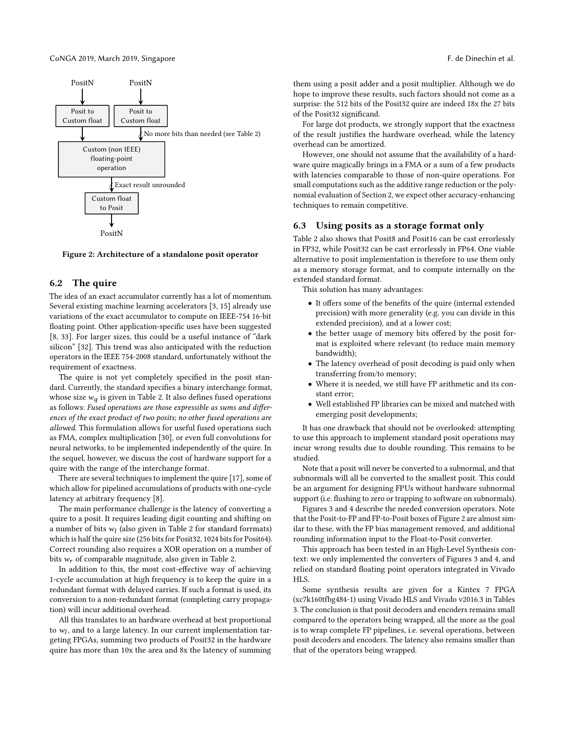PositN PositN

Posit to Custom float | Posit to Custom float

No more bits than needed (see Table 2)

Custom (non IEEE) floating-point operation

Exact result unrounded

Custom float to Posit

PositN

**Figure 2: Architecture of a standalone posit operator**

## 6.2 The quire

The idea of an exact accumulator currently has a lot of momentum. Several existing machine learning accelerators [3, 15] already use variations of the exact accumulator to compute on IEEE-754 16-bit floating point. Other application-specific uses have been suggested [8, 33]. For larger sizes, this could be a useful instance of "dark silicon" [32]. This trend was also anticipated with the reduction operators in the IEEE 754-2008 standard, unfortunately without the requirement of exactness.

The quire is not yet completely specified in the posit standard. Currently, the standard specifies a binary interchange format, whose size $w_q$ is given in Table 2. It also defines fused operations as follows: *Fused operations are those expressible as sums and differences of the exact product of two posits; no other fused operations are allowed.* This formulation allows for useful fused operations such as FMA, complex multiplication [30], or even full convolutions for neural networks, to be implemented independently of the quire. In the sequel, however, we discuss the cost of hardware support for a quire with the range of the interchange format.

There are several techniques to implement the quire [17], some of which allow for pipelined accumulations of products with one-cycle latency at arbitrary frequency [8].

The main performance challenge is the latency of converting a quire to a posit. It requires leading digit counting and shifting on a number of bits $w_l$ (also given in Table 2 for standard formrats) which is half the quire size (256 bits for Posit32, 1024 bits for Posit64). Correct rounding also requires a XOR operation on a number of bits $w_r$ of comparable magnitude, also given in Table 2.

In addition to this, the most cost-effective way of achieving 1-cycle accumulation at high frequency is to keep the quire in a redundant format with delayed carries. If such a format is used, its conversion to a non-redundant format (completing carry propagation) will incur additional overhead.

All this translates to an hardware overhead at best proportional to $w_l$, and to a large latency. In our current implementation targeting FPGAs, summing two products of Posit32 in the hardware quire has more than 10x the area and 8x the latency of summing them using a posit adder and a posit multiplier. Although we do hope to improve these results, such factors should not come as a surprise: the 512 bits of the Posit32 quire are indeed 18x the 27 bits of the Posit32 significand.

For large dot products, we strongly support that the exactness of the result justifies the hardware overhead, while the latency overhead can be amortized.

However, one should not assume that the availability of a hardware quire magically brings in a FMA or a sum of a few products with latencies comparable to those of non-quire operations. For small computations such as the additive range reduction or the polynomial evaluation of Section 2, we expect other accuracy-enhancing techniques to remain competitive.

## 6.3 Using posits as a storage format only

Table 2 also shows that Posit8 and Posit16 can be cast errorlessly in FP32, while Posit32 can be cast errorlessly in FP64. One viable alternative to posit implementation is therefore to use them only as a memory storage format, and to compute internally on the extended standard format.

This solution has many advantages:

- It offers some of the benefits of the quire (internal extended precision) with more generality (e.g. you can divide in this extended precision), and at a lower cost;
- the better usage of memory bits offered by the posit format is exploited where relevant (to reduce main memory bandwidth);
- The latency overhead of posit decoding is paid only when transferring from/to memory;
- Where it is needed, we still have FP arithmetic and its constant error;
- Well established FP libraries can be mixed and matched with emerging posit developments;

It has one drawback that should not be overlooked: attempting to use this approach to implement standard posit operations may incur wrong results due to double rounding. This remains to be studied.

Note that a posit will never be converted to a subnormal, and that subnormals will all be converted to the smallest posit. This could be an argument for designing FPUs without hardware subnormal support (i.e. flushing to zero or trapping to software on subnormals).

Figures 3 and 4 describe the needed conversion operators. Note that the Posit-to-FP and FP-to-Posit boxes of Figure 2 are almost similar to these, with the FP bias management removed, and additional rounding information input to the Float-to-Posit converter.

This approach has been tested in an High-Level Synthesis context: we only implemented the converters of Figures 3 and 4, and relied on standard floating point operators integrated in Vivado HLS.

Some synthesis results are given for a Kintex 7 FPGA (xc7k160tfbg484-1) using Vivado HLS and Vivado v2016.3 in Tables 3. The conclusion is that posit decoders and encoders remains small compared to the operators being wrapped, all the more as the goal is to wrap complete FP pipelines, i.e. several operations, between posit decoders and encoders. The latency also remains smaller than that of the operators being wrapped.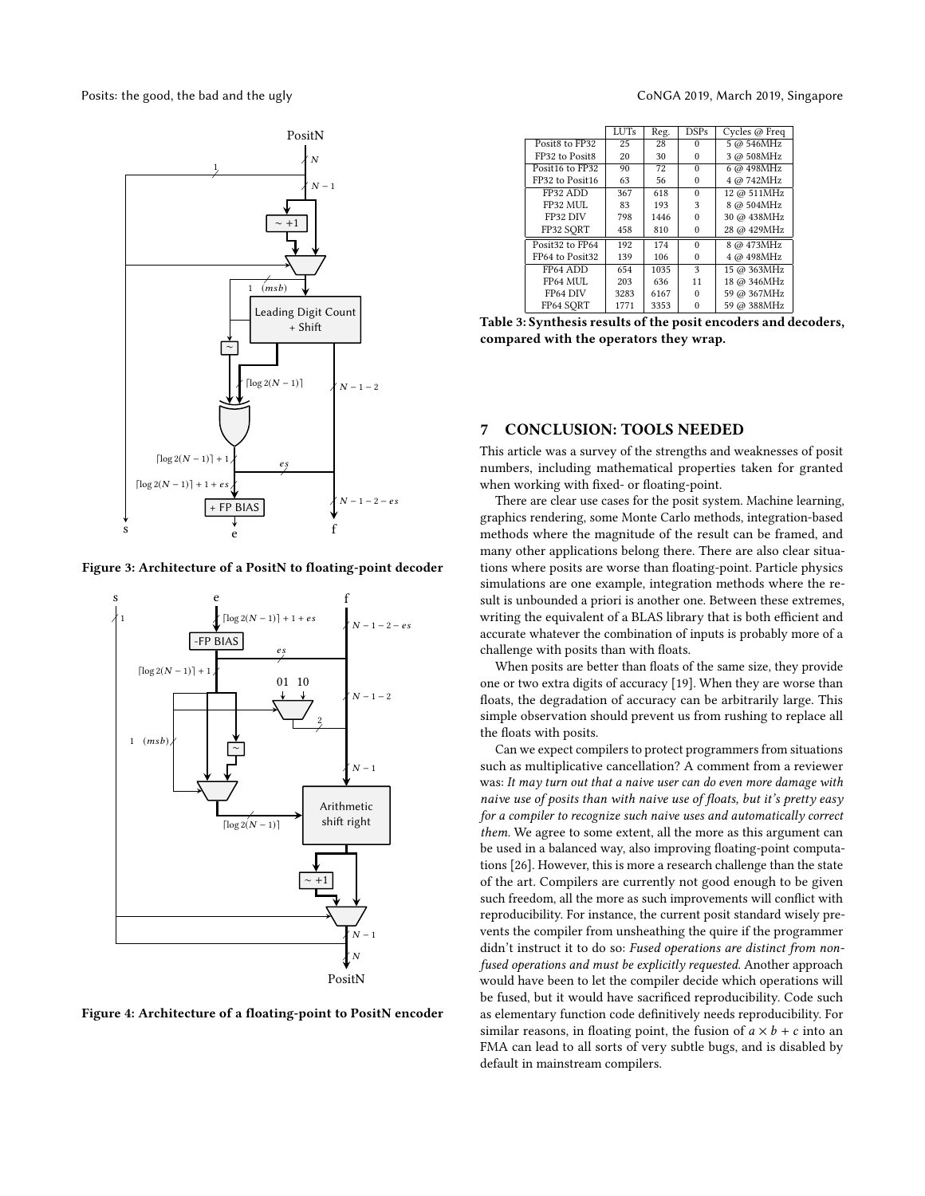PositN

$N$

1

$N-1$

$\sim +1$

1 $(msb)$

Leading Digit Count + Shift

$\sim$

$\lceil \log 2(N-1) \rceil$

$N-1-2$

$\lceil \log 2(N-1) \rceil + 1$

$es$

$\lceil \log 2(N-1) \rceil + 1 + es$

+ FP BIAS

$N-1-2-es$

s

e

f

**Figure 3: Architecture of a PositN to floating-point decoder**

s

e

f

1

$\lceil \log 2(N-1) \rceil + 1 + es$

$N-1-2-es$

-FP BIAS

$es$

$\lceil \log 2(N-1) \rceil + 1$

01 10

$N-1-2$

2

1 $(msb)$

$\sim$

$N-1$

Arithmetic shift right

$\lceil \log 2(N-1) \rceil$

$\sim +1$

$N-1$

$N$

PositN

**Figure 4: Architecture of a floating-point to PositN encoder**

| | LUTs | Reg. | DSPs | Cycles @ Freq |
|---|---|---|---|---|
| Posit8 to FP32 | 25 | 28 | 0 | 5 @ 546MHz |
| FP32 to Posit8 | 20 | 30 | 0 | 3 @ 508MHz |
| Posit16 to FP32 | 90 | 72 | 0 | 6 @ 498MHz |
| FP32 to Posit16 | 63 | 56 | 0 | 4 @ 742MHz |
| FP32 ADD | 367 | 618 | 0 | 12 @ 511MHz |
| FP32 MUL | 83 | 193 | 3 | 8 @ 504MHz |
| FP32 DIV | 798 | 1446 | 0 | 30 @ 438MHz |
| FP32 SQRT | 458 | 810 | 0 | 28 @ 429MHz |
| Posit32 to FP64 | 192 | 174 | 0 | 8 @ 473MHz |
| FP64 to Posit32 | 139 | 106 | 0 | 4 @ 498MHz |
| FP64 ADD | 654 | 1035 | 3 | 15 @ 363MHz |
| FP64 MUL | 203 | 636 | 11 | 18 @ 346MHz |
| FP64 DIV | 3283 | 6167 | 0 | 59 @ 367MHz |
| FP64 SQRT | 1771 | 3353 | 0 | 59 @ 388MHz |

**Table 3: Synthesis results of the posit encoders and decoders, compared with the operators they wrap.**

## 7 CONCLUSION: TOOLS NEEDED

This article was a survey of the strengths and weaknesses of posit numbers, including mathematical properties taken for granted when working with fixed- or floating-point.

There are clear use cases for the posit system. Machine learning, graphics rendering, some Monte Carlo methods, integration-based methods where the magnitude of the result can be framed, and many other applications belong there. There are also clear situations where posits are worse than floating-point. Particle physics simulations are one example, integration methods where the result is unbounded a priori is another one. Between these extremes, writing the equivalent of a BLAS library that is both efficient and accurate whatever the combination of inputs is probably more of a challenge with posits than with floats.

When posits are better than floats of the same size, they provide one or two extra digits of accuracy [19]. When they are worse than floats, the degradation of accuracy can be arbitrarily large. This simple observation should prevent us from rushing to replace all the floats with posits.

Can we expect compilers to protect programmers from situations such as multiplicative cancellation? A comment from a reviewer was: *It may turn out that a naive user can do even more damage with naive use of posits than with naive use of floats, but it's pretty easy for a compiler to recognize such naive uses and automatically correct them.* We agree to some extent, all the more as this argument can be used in a balanced way, also improving floating-point computations [26]. However, this is more a research challenge than the state of the art. Compilers are currently not good enough to be given such freedom, all the more as such improvements will conflict with reproducibility. For instance, the current posit standard wisely prevents the compiler from unsheathing the quire if the programmer didn't instruct it to do so: *Fused operations are distinct from non-fused operations and must be explicitly requested.* Another approach would have been to let the compiler decide which operations will be fused, but it would have sacrificed reproducibility. Code such as elementary function code definitively needs reproducibility. For similar reasons, in floating point, the fusion of $a \times b + c$ into an FMA can lead to all sorts of very subtle bugs, and is disabled by default in mainstream compilers.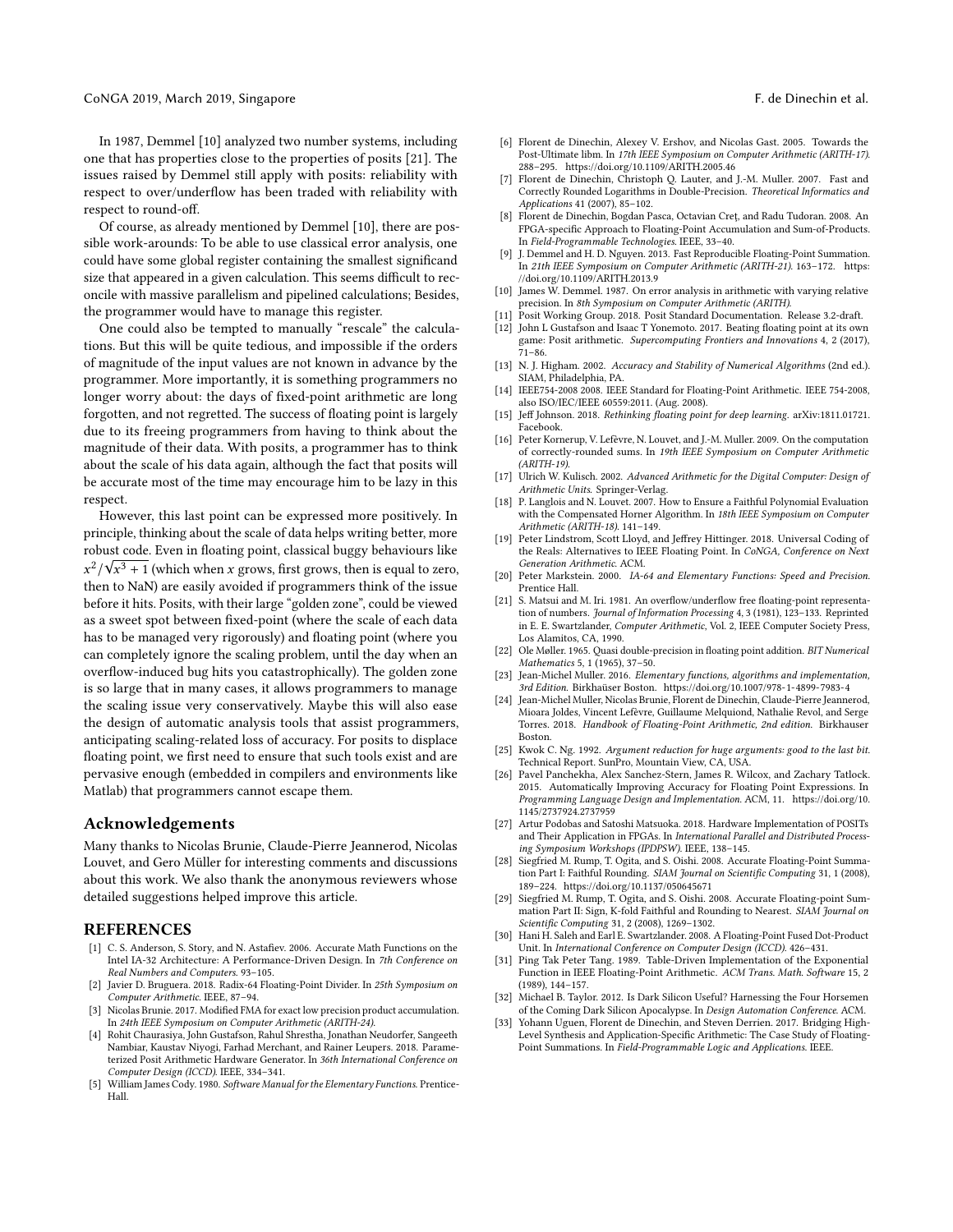In 1987, Demmel [10] analyzed two number systems, including one that has properties close to the properties of posits [21]. The issues raised by Demmel still apply with posits: reliability with respect to over/underflow has been traded with reliability with respect to round-off.

Of course, as already mentioned by Demmel [10], there are possible work-arounds: To be able to use classical error analysis, one could have some global register containing the smallest significand size that appeared in a given calculation. This seems difficult to reconcile with massive parallelism and pipelined calculations; Besides, the programmer would have to manage this register.

One could also be tempted to manually "rescale" the calculations. But this will be quite tedious, and impossible if the orders of magnitude of the input values are not known in advance by the programmer. More importantly, it is something programmers no longer worry about: the days of fixed-point arithmetic are long forgotten, and not regretted. The success of floating point is largely due to its freeing programmers from having to think about the magnitude of their data. With posits, a programmer has to think about the scale of his data again, although the fact that posits will be accurate most of the time may encourage him to be lazy in this respect.

However, this last point can be expressed more positively. In principle, thinking about the scale of data helps writing better, more robust code. Even in floating point, classical buggy behaviours like $x^2/\sqrt{x^3+1}$ (which when $x$ grows, first grows, then is equal to zero, then to NaN) are easily avoided if programmers think of the issue before it hits. Posits, with their large "golden zone", could be viewed as a sweet spot between fixed-point (where the scale of each data has to be managed very rigorously) and floating point (where you can completely ignore the scaling problem, until the day when an overflow-induced bug hits you catastrophically). The golden zone is so large that in many cases, it allows programmers to manage the scaling issue very conservatively. Maybe this will also ease the design of automatic analysis tools that assist programmers, anticipating scaling-related loss of accuracy. For posits to displace floating point, we first need to ensure that such tools exist and are pervasive enough (embedded in compilers and environments like Matlab) that programmers cannot escape them.

## Acknowledgements

Many thanks to Nicolas Brunie, Claude-Pierre Jeannerod, Nicolas Louvet, and Gero Müller for interesting comments and discussions about this work. We also thank the anonymous reviewers whose detailed suggestions helped improve this article.

## REFERENCES

[1] C. S. Anderson, S. Story, and N. Astafiev. 2006. Accurate Math Functions on the Intel IA-32 Architecture: A Performance-Driven Design. In *7th Conference on Real Numbers and Computers*. 93–105.

[2] Javier D. Bruguera. 2018. Radix-64 Floating-Point Divider. In *25th Symposium on Computer Arithmetic*. IEEE, 87–94.

[3] Nicolas Brunie. 2017. Modified FMA for exact low precision product accumulation. In *24th IEEE Symposium on Computer Arithmetic (ARITH-24)*.

[4] Rohit Chaurasiya, John Gustafson, Rahul Shrestha, Jonathan Neudorfer, Sangeeth Nambiar, Kaustav Niyogi, Farhad Merchant, and Rainer Leupers. 2018. Parameterized Posit Arithmetic Hardware Generator. In *36th International Conference on Computer Design (ICCD)*. IEEE, 334–341.

[5] William James Cody. 1980. *Software Manual for the Elementary Functions*. Prentice-Hall.

[6] Florent de Dinechin, Alexey V. Ershov, and Nicolas Gast. 2005. Towards the Post-Ultimate libm. In *17th IEEE Symposium on Computer Arithmetic (ARITH-17)*. 288–295. https://doi.org/10.1109/ARITH.2005.46

[7] Florent de Dinechin, Christoph Q. Lauter, and J.-M. Muller. 2007. Fast and Correctly Rounded Logarithms in Double-Precision. *Theoretical Informatics and Applications* 41 (2007), 85–102.

[8] Florent de Dinechin, Bogdan Pasca, Octavian Creţ, and Radu Tudoran. 2008. An FPGA-specific Approach to Floating-Point Accumulation and Sum-of-Products. In *Field-Programmable Technologies*. IEEE, 33–40.

[9] J. Demmel and H. D. Nguyen. 2013. Fast Reproducible Floating-Point Summation. In *21th IEEE Symposium on Computer Arithmetic (ARITH-21)*. 163–172. https://doi.org/10.1109/ARITH.2013.9

[10] James W. Demmel. 1987. On error analysis in arithmetic with varying relative precision. In *8th Symposium on Computer Arithmetic (ARITH)*.

[11] Posit Working Group. 2018. Posit Standard Documentation. Release 3.2-draft.

[12] John L Gustafson and Isaac T Yonemoto. 2017. Beating floating point at its own game: Posit arithmetic. *Supercomputing Frontiers and Innovations* 4, 2 (2017), 71–86.

[13] N. J. Higham. 2002. *Accuracy and Stability of Numerical Algorithms* (2nd ed.). SIAM, Philadelphia, PA.

[14] IEEE754-2008 2008. IEEE Standard for Floating-Point Arithmetic. IEEE 754-2008, also ISO/IEC/IEEE 60559:2011. (Aug. 2008).

[15] Jeff Johnson. 2018. *Rethinking floating point for deep learning*. arXiv:1811.01721. Facebook.

[16] Peter Kornerup, V. Lefèvre, N. Louvet, and J.-M. Muller. 2009. On the computation of correctly-rounded sums. In *19th IEEE Symposium on Computer Arithmetic (ARITH-19)*.

[17] Ulrich W. Kulisch. 2002. *Advanced Arithmetic for the Digital Computer: Design of Arithmetic Units*. Springer-Verlag.

[18] P. Langlois and N. Louvet. 2007. How to Ensure a Faithful Polynomial Evaluation with the Compensated Horner Algorithm. In *18th IEEE Symposium on Computer Arithmetic (ARITH-18)*. 141–149.

[19] Peter Lindstrom, Scott Lloyd, and Jeffrey Hittinger. 2018. Universal Coding of the Reals: Alternatives to IEEE Floating Point. In *CoNGA, Conference on Next Generation Arithmetic*. ACM.

[20] Peter Markstein. 2000. *IA-64 and Elementary Functions: Speed and Precision*. Prentice Hall.

[21] S. Matsui and M. Iri. 1981. An overflow/underflow free floating-point representation of numbers. *Journal of Information Processing* 4, 3 (1981), 123–133. Reprinted in E. E. Swartzlander, *Computer Arithmetic*, Vol. 2, IEEE Computer Society Press, Los Alamitos, CA, 1990.

[22] Ole Møller. 1965. Quasi double-precision in floating point addition. *BIT Numerical Mathematics* 5, 1 (1965), 37–50.

[23] Jean-Michel Muller. 2016. *Elementary functions, algorithms and implementation, 3rd Edition*. Birkhaüser Boston. https://doi.org/10.1007/978-1-4899-7983-4

[24] Jean-Michel Muller, Nicolas Brunie, Florent de Dinechin, Claude-Pierre Jeannerod, Mioara Joldes, Vincent Lefèvre, Guillaume Melquiond, Nathalie Revol, and Serge Torres. 2018. *Handbook of Floating-Point Arithmetic, 2nd edition*. Birkhauser Boston.

[25] Kwok C. Ng. 1992. *Argument reduction for huge arguments: good to the last bit*. Technical Report. SunPro, Mountain View, CA, USA.

[26] Pavel Panchekha, Alex Sanchez-Stern, James R. Wilcox, and Zachary Tatlock. 2015. Automatically Improving Accuracy for Floating Point Expressions. In *Programming Language Design and Implementation*. ACM, 11. https://doi.org/10.1145/2737924.2737959

[27] Artur Podobas and Satoshi Matsuoka. 2018. Hardware Implementation of POSITs and Their Application in FPGAs. In *International Parallel and Distributed Processing Symposium Workshops (IPDPSW)*. IEEE, 138–145.

[28] Siegfried M. Rump, T. Ogita, and S. Oishi. 2008. Accurate Floating-Point Summation Part I: Faithful Rounding. *SIAM Journal on Scientific Computing* 31, 1 (2008), 189–224. https://doi.org/10.1137/050645671

[29] Siegfried M. Rump, T. Ogita, and S. Oishi. 2008. Accurate Floating-point Summation Part II: Sign, K-fold Faithful and Rounding to Nearest. *SIAM Journal on Scientific Computing* 31, 2 (2008), 1269–1302.

[30] Hani H. Saleh and Earl E. Swartzlander. 2008. A Floating-Point Fused Dot-Product Unit. In *International Conference on Computer Design (ICCD)*. 426–431.

[31] Ping Tak Peter Tang. 1989. Table-Driven Implementation of the Exponential Function in IEEE Floating-Point Arithmetic. *ACM Trans. Math. Software* 15, 2 (1989), 144–157.

[32] Michael B. Taylor. 2012. Is Dark Silicon Useful? Harnessing the Four Horsemen of the Coming Dark Silicon Apocalypse. In *Design Automation Conference*. ACM.

[33] Yohann Uguen, Florent de Dinechin, and Steven Derrien. 2017. Bridging High-Level Synthesis and Application-Specific Arithmetic: The Case Study of Floating-Point Summations. In *Field-Programmable Logic and Applications*. IEEE.